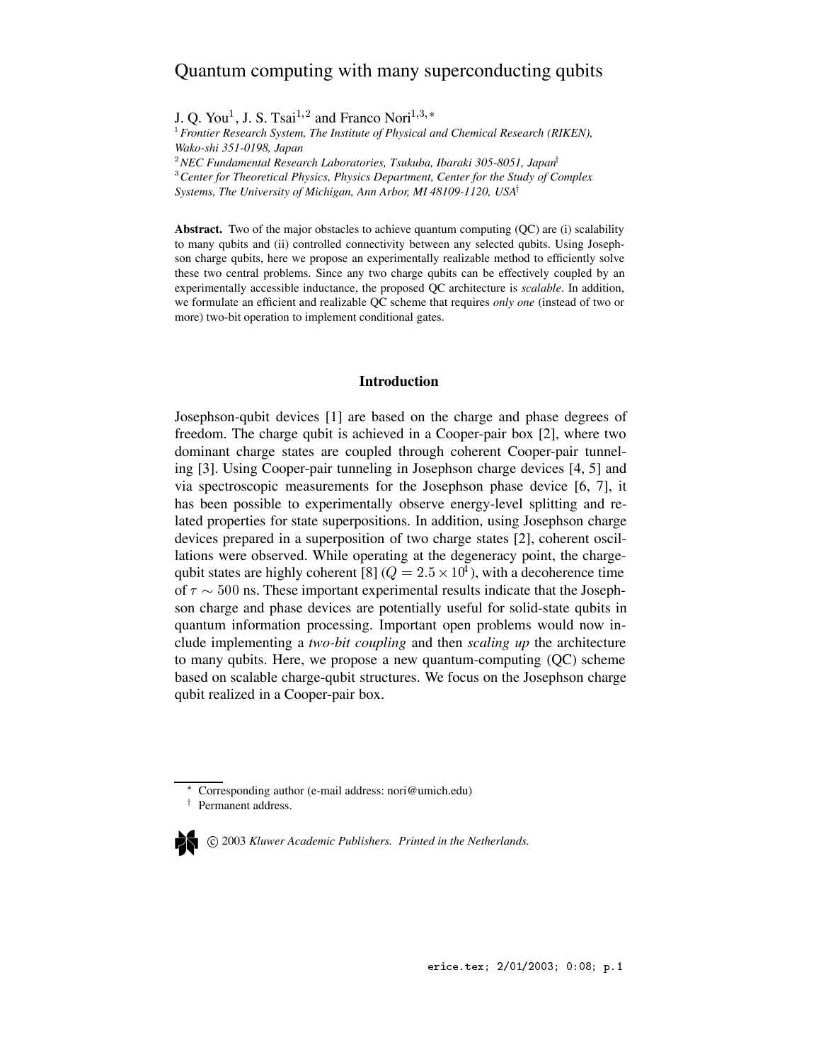# Quantum computing with many superconducting qubits

J. Q. You[1], J. S. Tsai[1,2] and Franco Nori[1,3,*]

[1] *Frontier Research System, The Institute of Physical and Chemical Research (RIKEN), Wako-shi 351-0198, Japan*

[2] *NEC Fundamental Research Laboratories, Tsukuba, Ibaraki 305-8051, Japan*[†]

[3] *Center for Theoretical Physics, Physics Department, Center for the Study of Complex Systems, The University of Michigan, Ann Arbor, MI 48109-1120, USA*[†]

**Abstract.** Two of the major obstacles to achieve quantum computing (QC) are (i) scalability to many qubits and (ii) controlled connectivity between any selected qubits. Using Josephson charge qubits, here we propose an experimentally realizable method to efficiently solve these two central problems. Since any two charge qubits can be effectively coupled by an experimentally accessible inductance, the proposed QC architecture is *scalable*. In addition, we formulate an efficient and realizable QC scheme that requires *only one* (instead of two or more) two-bit operation to implement conditional gates.

## Introduction

Josephson-qubit devices [1] are based on the charge and phase degrees of freedom. The charge qubit is achieved in a Cooper-pair box [2], where two dominant charge states are coupled through coherent Cooper-pair tunneling [3]. Using Cooper-pair tunneling in Josephson charge devices [4, 5] and via spectroscopic measurements for the Josephson phase device [6, 7], it has been possible to experimentally observe energy-level splitting and related properties for state superpositions. In addition, using Josephson charge devices prepared in a superposition of two charge states [2], coherent oscillations were observed. While operating at the degeneracy point, the charge-qubit states are highly coherent [8] ($Q = 2.5 \times 10^4$), with a decoherence time of $\tau \sim 500$ ns. These important experimental results indicate that the Josephson charge and phase devices are potentially useful for solid-state qubits in quantum information processing. Important open problems would now include implementing a *two-bit coupling* and then *scaling up* the architecture to many qubits. Here, we propose a new quantum-computing (QC) scheme based on scalable charge-qubit structures. We focus on the Josephson charge qubit realized in a Cooper-pair box.

---

\* Corresponding author (e-mail address: nori@umich.edu)

† Permanent address.

© 2003 *Kluwer Academic Publishers. Printed in the Netherlands.*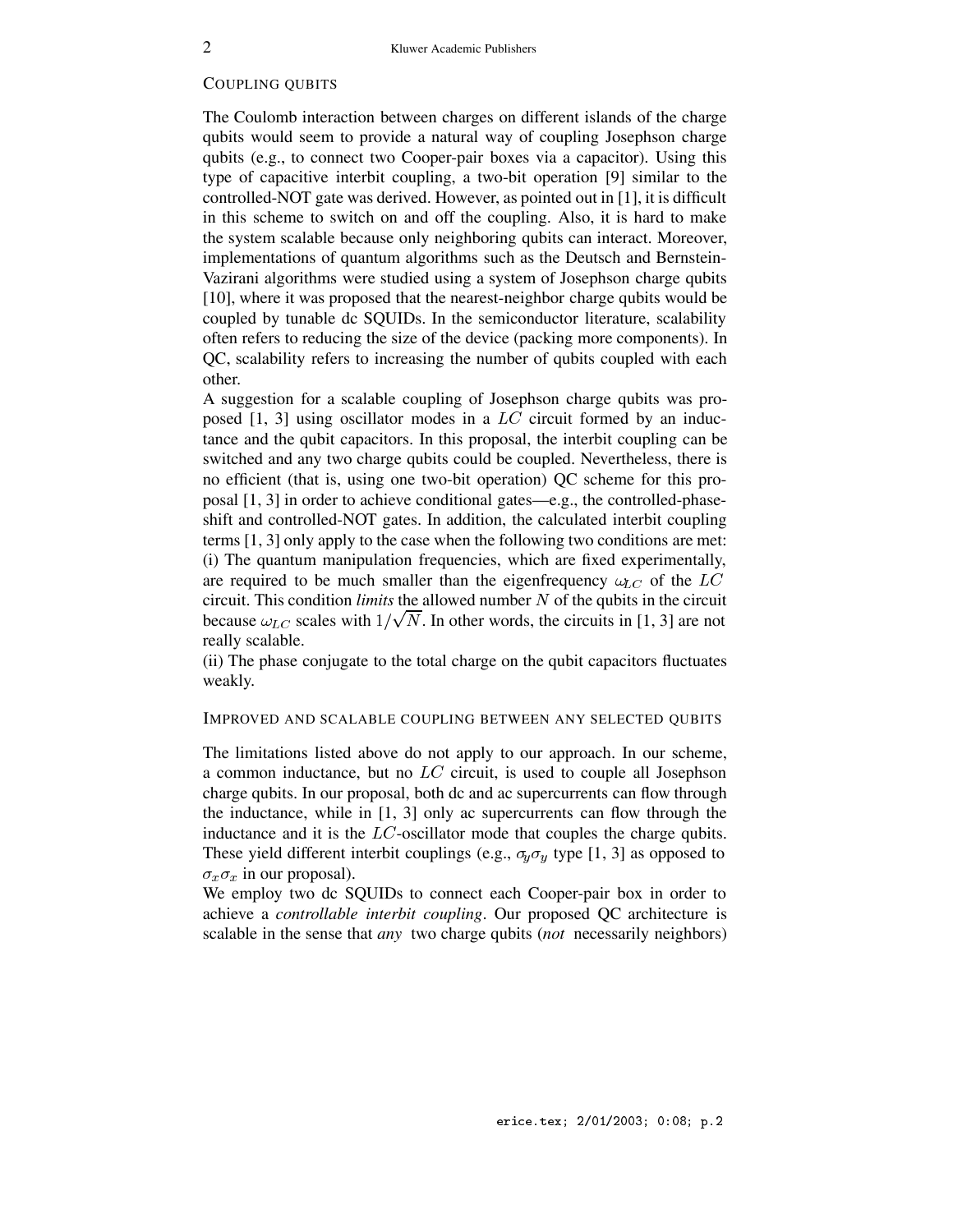## COUPLING QUBITS

The Coulomb interaction between charges on different islands of the charge qubits would seem to provide a natural way of coupling Josephson charge qubits (e.g., to connect two Cooper-pair boxes via a capacitor). Using this type of capacitive interbit coupling, a two-bit operation [9] similar to the controlled-NOT gate was derived. However, as pointed out in [1], it is difficult in this scheme to switch on and off the coupling. Also, it is hard to make the system scalable because only neighboring qubits can interact. Moreover, implementations of quantum algorithms such as the Deutsch and Bernstein-Vazirani algorithms were studied using a system of Josephson charge qubits [10], where it was proposed that the nearest-neighbor charge qubits would be coupled by tunable dc SQUIDs. In the semiconductor literature, scalability often refers to reducing the size of the device (packing more components). In QC, scalability refers to increasing the number of qubits coupled with each other.

A suggestion for a scalable coupling of Josephson charge qubits was proposed [1, 3] using oscillator modes in a $LC$ circuit formed by an inductance and the qubit capacitors. In this proposal, the interbit coupling can be switched and any two charge qubits could be coupled. Nevertheless, there is no efficient (that is, using one two-bit operation) QC scheme for this proposal [1, 3] in order to achieve conditional gates—e.g., the controlled-phase-shift and controlled-NOT gates. In addition, the calculated interbit coupling terms [1, 3] only apply to the case when the following two conditions are met:
(i) The quantum manipulation frequencies, which are fixed experimentally, are required to be much smaller than the eigenfrequency $\omega_{LC}$ of the $LC$ circuit. This condition *limits* the allowed number $N$ of the qubits in the circuit because $\omega_{LC}$ scales with $1/\sqrt{N}$. In other words, the circuits in [1, 3] are not really scalable.
(ii) The phase conjugate to the total charge on the qubit capacitors fluctuates weakly.

## IMPROVED AND SCALABLE COUPLING BETWEEN ANY SELECTED QUBITS

The limitations listed above do not apply to our approach. In our scheme, a common inductance, but no $LC$ circuit, is used to couple all Josephson charge qubits. In our proposal, both dc and ac supercurrents can flow through the inductance, while in [1, 3] only ac supercurrents can flow through the inductance and it is the $LC$-oscillator mode that couples the charge qubits. These yield different interbit couplings (e.g., $\sigma_y\sigma_y$ type [1, 3] as opposed to $\sigma_x\sigma_x$ in our proposal).

We employ two dc SQUIDs to connect each Cooper-pair box in order to achieve a *controllable interbit coupling*. Our proposed QC architecture is scalable in the sense that *any* two charge qubits (*not* necessarily neighbors)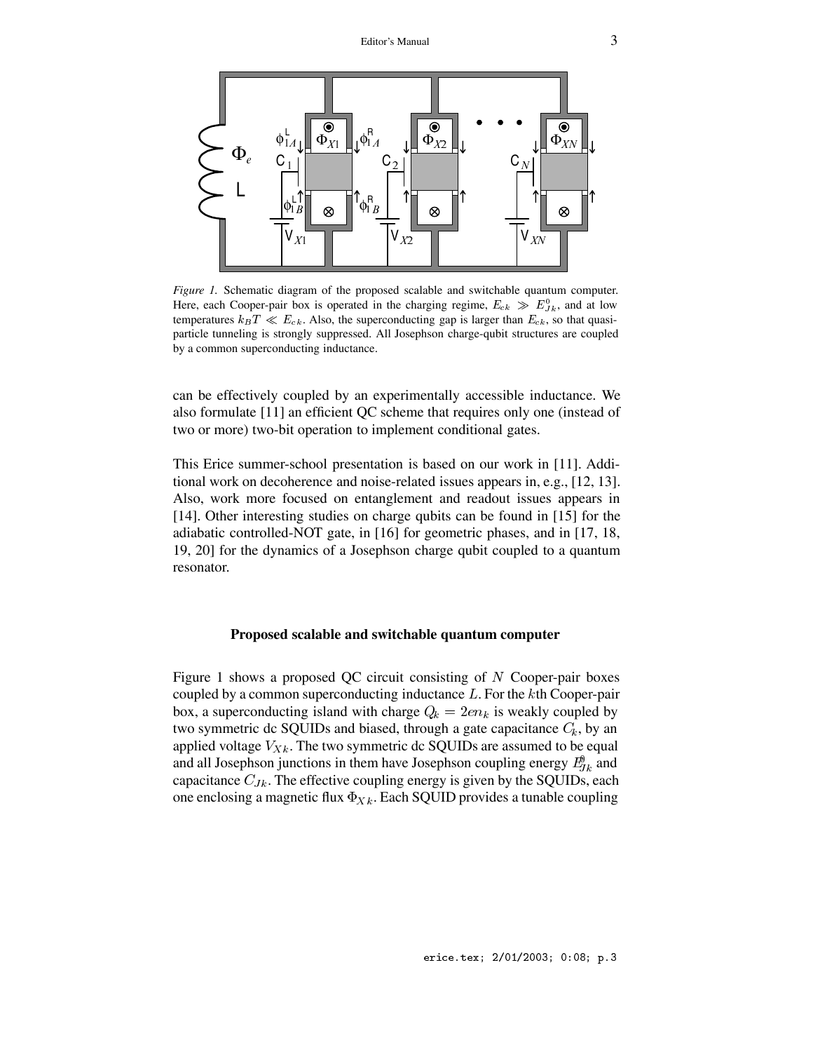*Figure 1.* Schematic diagram of the proposed scalable and switchable quantum computer. Here, each Cooper-pair box is operated in the charging regime, $E_{ck} \gg E^{0}_{Jk}$, and at low temperatures $k_B T \ll E_{ck}$. Also, the superconducting gap is larger than $E_{ck}$, so that quasi-particle tunneling is strongly suppressed. All Josephson charge-qubit structures are coupled by a common superconducting inductance.

can be effectively coupled by an experimentally accessible inductance. We also formulate [11] an efficient QC scheme that requires only one (instead of two or more) two-bit operation to implement conditional gates.

This Erice summer-school presentation is based on our work in [11]. Additional work on decoherence and noise-related issues appears in, e.g., [12, 13]. Also, work more focused on entanglement and readout issues appears in [14]. Other interesting studies on charge qubits can be found in [15] for the adiabatic controlled-NOT gate, in [16] for geometric phases, and in [17, 18, 19, 20] for the dynamics of a Josephson charge qubit coupled to a quantum resonator.

### Proposed scalable and switchable quantum computer

Figure 1 shows a proposed QC circuit consisting of $N$ Cooper-pair boxes coupled by a common superconducting inductance $L$. For the $k$th Cooper-pair box, a superconducting island with charge $Q_k = 2en_k$ is weakly coupled by two symmetric dc SQUIDs and biased, through a gate capacitance $C_k$, by an applied voltage $V_{Xk}$. The two symmetric dc SQUIDs are assumed to be equal and all Josephson junctions in them have Josephson coupling energy $E^{0}_{Jk}$ and capacitance $C_{Jk}$. The effective coupling energy is given by the SQUIDs, each one enclosing a magnetic flux $\Phi_{Xk}$. Each SQUID provides a tunable coupling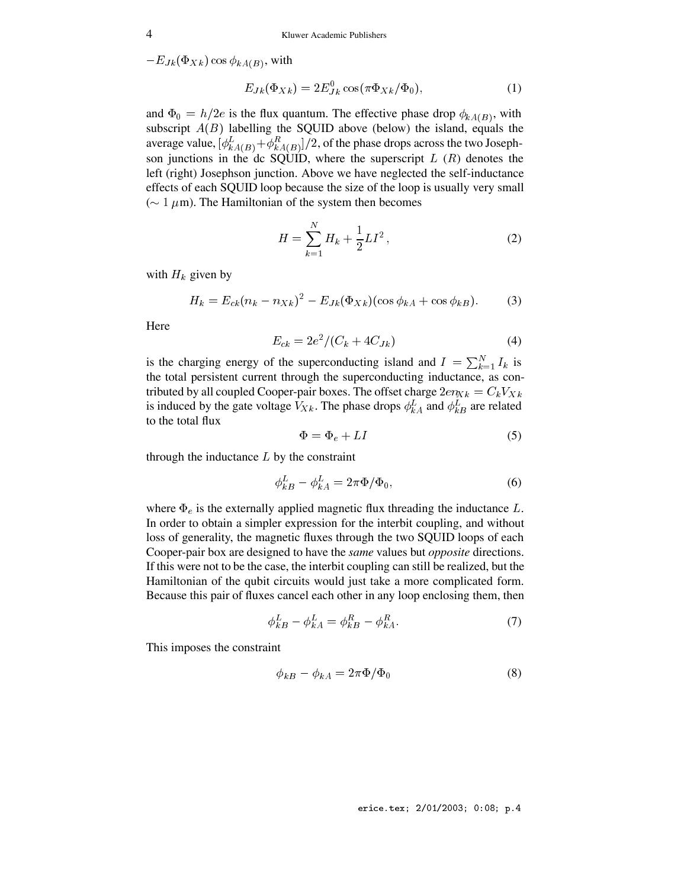$-E_{Jk}(\Phi_{Xk})\cos\phi_{kA(B)}$, with

$$E_{Jk}(\Phi_{Xk}) = 2E_{Jk}^0 \cos(\pi\Phi_{Xk}/\Phi_0), \tag{1}$$

and $\Phi_0 = h/2e$ is the flux quantum. The effective phase drop $\phi_{kA(B)}$, with subscript $A(B)$ labelling the SQUID above (below) the island, equals the average value, $[\phi_{kA(B)}^L + \phi_{kA(B)}^R]/2$, of the phase drops across the two Josephson junctions in the dc SQUID, where the superscript $L$ $(R)$ denotes the left (right) Josephson junction. Above we have neglected the self-inductance effects of each SQUID loop because the size of the loop is usually very small ($\sim 1\,\mu$m). The Hamiltonian of the system then becomes

$$H = \sum_{k=1}^{N} H_k + \frac{1}{2}LI^2, \tag{2}$$

with $H_k$ given by

$$H_k = E_{ck}(n_k - n_{Xk})^2 - E_{Jk}(\Phi_{Xk})(\cos\phi_{kA} + \cos\phi_{kB}). \tag{3}$$

Here

$$E_{ck} = 2e^2/(C_k + 4C_{Jk}) \tag{4}$$

is the charging energy of the superconducting island and $I = \sum_{k=1}^{N} I_k$ is the total persistent current through the superconducting inductance, as contributed by all coupled Cooper-pair boxes. The offset charge $2en_{Xk} = C_k V_{Xk}$ is induced by the gate voltage $V_{Xk}$. The phase drops $\phi_{kA}^L$ and $\phi_{kB}^L$ are related to the total flux

$$\Phi = \Phi_e + LI \tag{5}$$

through the inductance $L$ by the constraint

$$\phi_{kB}^L - \phi_{kA}^L = 2\pi\Phi/\Phi_0, \tag{6}$$

where $\Phi_e$ is the externally applied magnetic flux threading the inductance $L$. In order to obtain a simpler expression for the interbit coupling, and without loss of generality, the magnetic fluxes through the two SQUID loops of each Cooper-pair box are designed to have the *same* values but *opposite* directions. If this were not to be the case, the interbit coupling can still be realized, but the Hamiltonian of the qubit circuits would just take a more complicated form. Because this pair of fluxes cancel each other in any loop enclosing them, then

$$\phi_{kB}^L - \phi_{kA}^L = \phi_{kB}^R - \phi_{kA}^R. \tag{7}$$

This imposes the constraint

$$\phi_{kB} - \phi_{kA} = 2\pi\Phi/\Phi_0 \tag{8}$$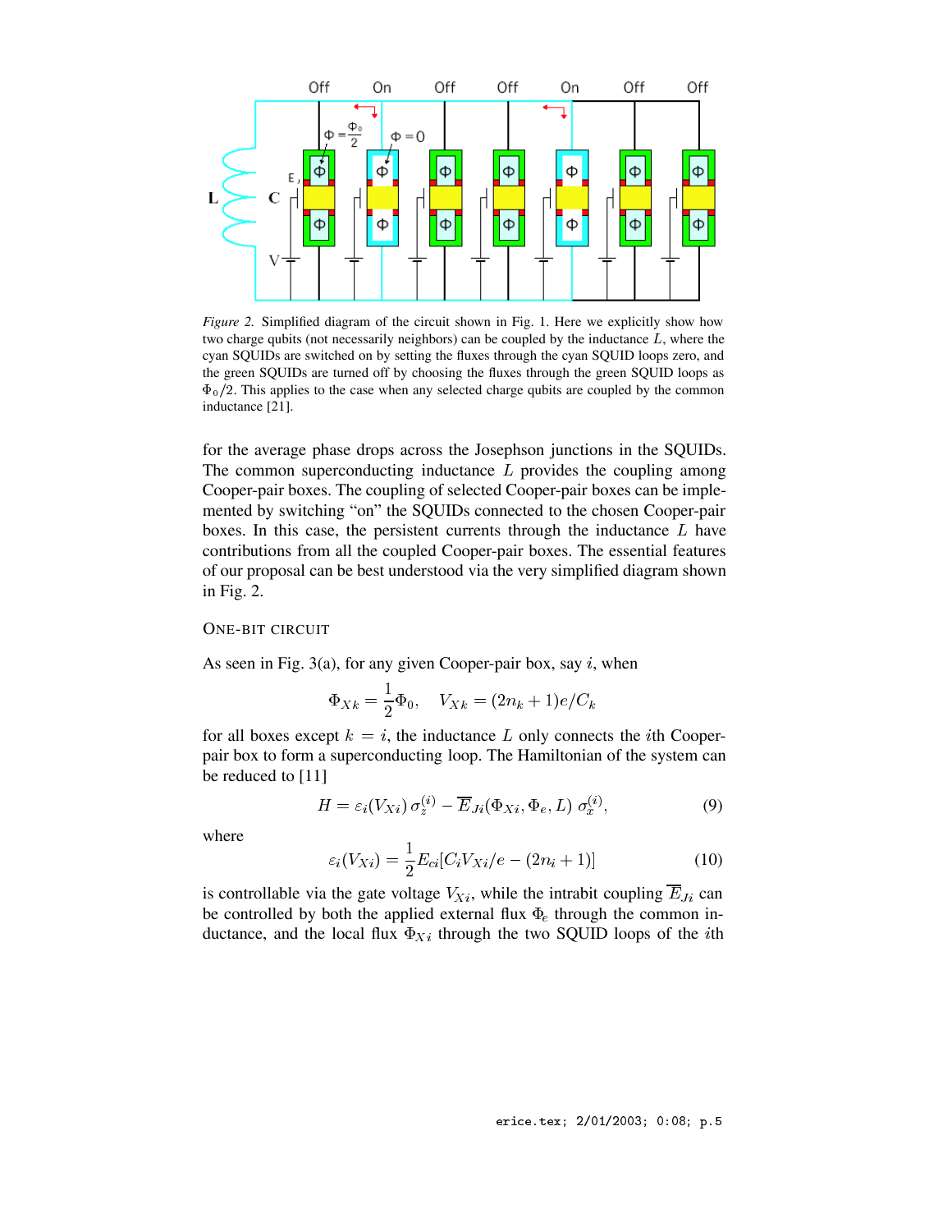*Figure 2.* Simplified diagram of the circuit shown in Fig. 1. Here we explicitly show how two charge qubits (not necessarily neighbors) can be coupled by the inductance $L$, where the cyan SQUIDs are switched on by setting the fluxes through the cyan SQUID loops zero, and the green SQUIDs are turned off by choosing the fluxes through the green SQUID loops as $\Phi_0/2$. This applies to the case when any selected charge qubits are coupled by the common inductance [21].

for the average phase drops across the Josephson junctions in the SQUIDs. The common superconducting inductance $L$ provides the coupling among Cooper-pair boxes. The coupling of selected Cooper-pair boxes can be implemented by switching "on" the SQUIDs connected to the chosen Cooper-pair boxes. In this case, the persistent currents through the inductance $L$ have contributions from all the coupled Cooper-pair boxes. The essential features of our proposal can be best understood via the very simplified diagram shown in Fig. 2.

## ONE-BIT CIRCUIT

As seen in Fig. 3(a), for any given Cooper-pair box, say $i$, when

$$\Phi_{Xk} = \frac{1}{2}\Phi_0, \quad V_{Xk} = (2n_k + 1)e/C_k$$

for all boxes except $k = i$, the inductance $L$ only connects the $i$th Cooper-pair box to form a superconducting loop. The Hamiltonian of the system can be reduced to [11]

$$H = \varepsilon_i(V_{Xi})\,\sigma_z^{(i)} - \overline{E}_{Ji}(\Phi_{Xi}, \Phi_e, L)\,\sigma_x^{(i)}, \tag{9}$$

where

$$\varepsilon_i(V_{Xi}) = \frac{1}{2}E_{ci}[C_i V_{Xi}/e - (2n_i + 1)] \tag{10}$$

is controllable via the gate voltage $V_{Xi}$, while the intrabit coupling $\overline{E}_{Ji}$ can be controlled by both the applied external flux $\Phi_e$ through the common inductance, and the local flux $\Phi_{Xi}$ through the two SQUID loops of the $i$th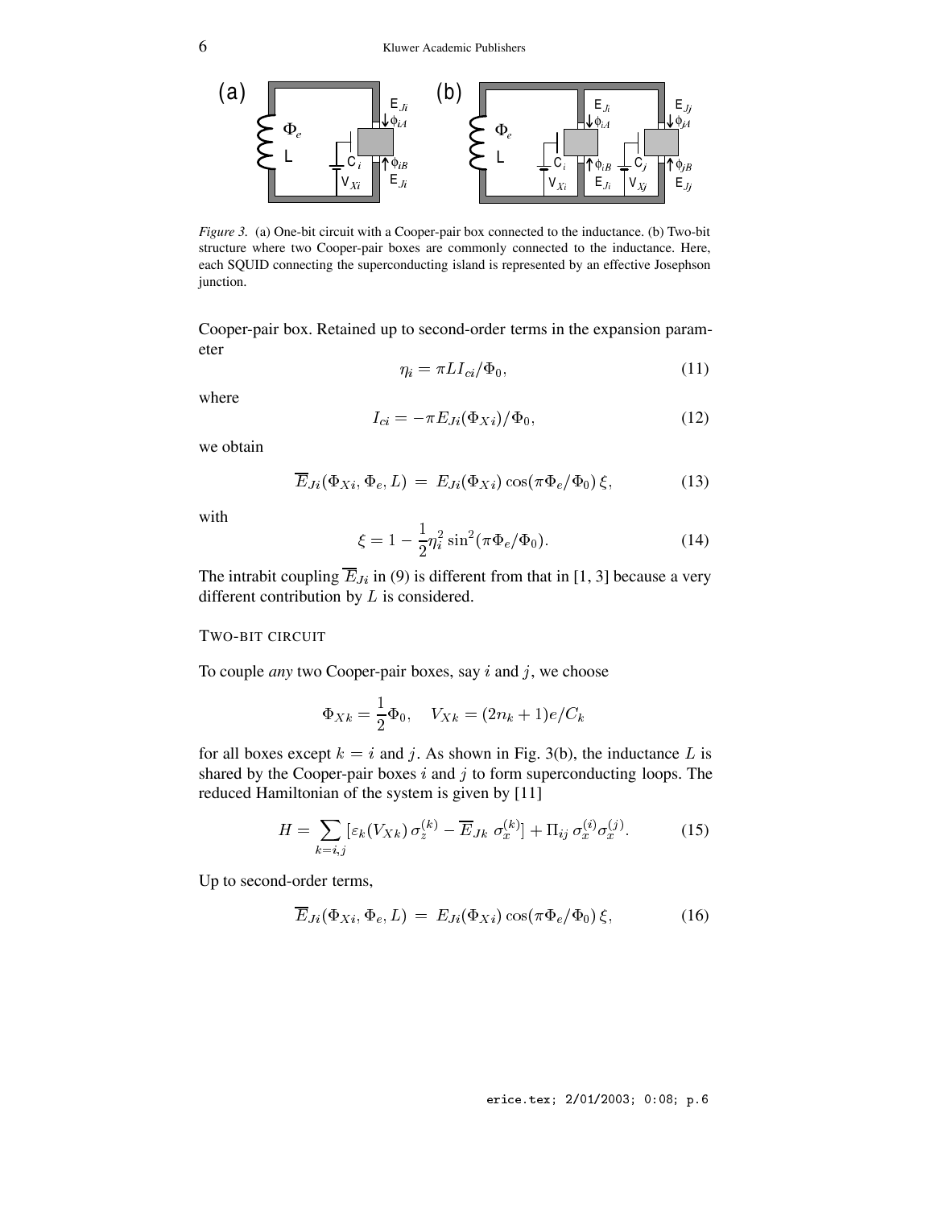*Figure 3.* (a) One-bit circuit with a Cooper-pair box connected to the inductance. (b) Two-bit structure where two Cooper-pair boxes are commonly connected to the inductance. Here, each SQUID connecting the superconducting island is represented by an effective Josephson junction.

Cooper-pair box. Retained up to second-order terms in the expansion parameter

$$\eta_i = \pi L I_{ci}/\Phi_0, \tag{11}$$

where

$$I_{ci} = -\pi E_{Ji}(\Phi_{Xi})/\Phi_0, \tag{12}$$

we obtain

$$\overline{E}_{Ji}(\Phi_{Xi}, \Phi_e, L) \;=\; E_{Ji}(\Phi_{Xi}) \cos(\pi\Phi_e/\Phi_0)\,\xi, \tag{13}$$

with

$$\xi = 1 - \frac{1}{2}\eta_i^2 \sin^2(\pi\Phi_e/\Phi_0). \tag{14}$$

The intrabit coupling $\overline{E}_{Ji}$ in (9) is different from that in [1, 3] because a very different contribution by $L$ is considered.

## TWO-BIT CIRCUIT

To couple *any* two Cooper-pair boxes, say $i$ and $j$, we choose

$$\Phi_{Xk} = \frac{1}{2}\Phi_0, \quad V_{Xk} = (2n_k + 1)e/C_k$$

for all boxes except $k = i$ and $j$. As shown in Fig. 3(b), the inductance $L$ is shared by the Cooper-pair boxes $i$ and $j$ to form superconducting loops. The reduced Hamiltonian of the system is given by [11]

$$H = \sum_{k=i,j} [\varepsilon_k(V_{Xk})\,\sigma_z^{(k)} - \overline{E}_{Jk}\;\sigma_x^{(k)}] + \Pi_{ij}\,\sigma_x^{(i)}\sigma_x^{(j)}. \tag{15}$$

Up to second-order terms,

$$\overline{E}_{Ji}(\Phi_{Xi}, \Phi_e, L) \;=\; E_{Ji}(\Phi_{Xi}) \cos(\pi\Phi_e/\Phi_0)\,\xi, \tag{16}$$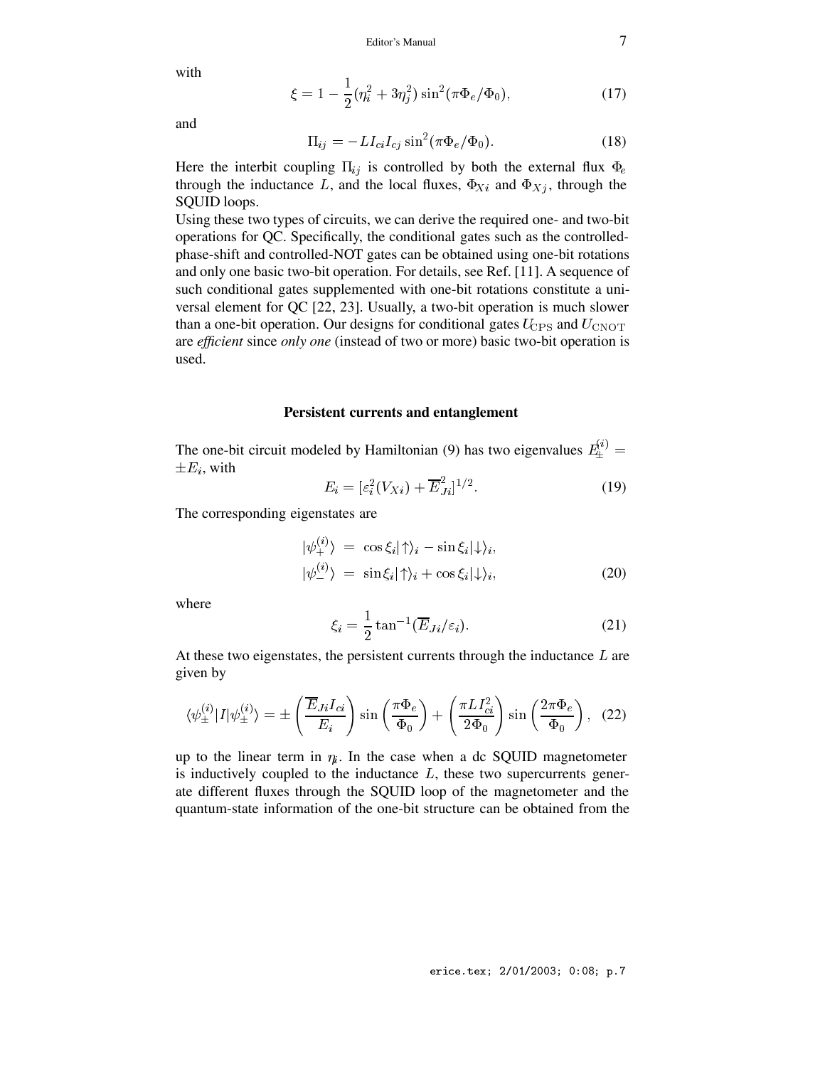with

$$\xi = 1 - \frac{1}{2}(\eta_i^2 + 3\eta_j^2)\sin^2(\pi\Phi_e/\Phi_0), \tag{17}$$

and

$$\Pi_{ij} = -LI_{ci}I_{cj}\sin^2(\pi\Phi_e/\Phi_0). \tag{18}$$

Here the interbit coupling $\Pi_{ij}$ is controlled by both the external flux $\Phi_e$ through the inductance $L$, and the local fluxes, $\Phi_{Xi}$ and $\Phi_{Xj}$, through the SQUID loops.

Using these two types of circuits, we can derive the required one- and two-bit operations for QC. Specifically, the conditional gates such as the controlled-phase-shift and controlled-NOT gates can be obtained using one-bit rotations and only one basic two-bit operation. For details, see Ref. [11]. A sequence of such conditional gates supplemented with one-bit rotations constitute a universal element for QC [22, 23]. Usually, a two-bit operation is much slower than a one-bit operation. Our designs for conditional gates $U_{\rm CPS}$ and $U_{\rm CNOT}$ are *efficient* since *only one* (instead of two or more) basic two-bit operation is used.

### Persistent currents and entanglement

The one-bit circuit modeled by Hamiltonian (9) has two eigenvalues $E_{\pm}^{(i)} = \pm E_i$, with

$$E_i = [\varepsilon_i^2(V_{Xi}) + \overline{E}_{Ji}^2]^{1/2}. \tag{19}$$

The corresponding eigenstates are

$$\begin{aligned} |\psi_+^{(i)}\rangle &= \cos\xi_i|\uparrow\rangle_i - \sin\xi_i|\downarrow\rangle_i, \\ |\psi_-^{(i)}\rangle &= \sin\xi_i|\uparrow\rangle_i + \cos\xi_i|\downarrow\rangle_i, \end{aligned} \tag{20}$$

where

$$\xi_i = \frac{1}{2}\tan^{-1}(\overline{E}_{Ji}/\varepsilon_i). \tag{21}$$

At these two eigenstates, the persistent currents through the inductance $L$ are given by

$$\langle\psi_{\pm}^{(i)}|I|\psi_{\pm}^{(i)}\rangle = \pm\left(\frac{\overline{E}_{Ji}I_{ci}}{E_i}\right)\sin\left(\frac{\pi\Phi_e}{\Phi_0}\right) + \left(\frac{\pi L I_{ci}^2}{2\Phi_0}\right)\sin\left(\frac{2\pi\Phi_e}{\Phi_0}\right), \tag{22}$$

up to the linear term in $\eta_i$. In the case when a dc SQUID magnetometer is inductively coupled to the inductance $L$, these two supercurrents generate different fluxes through the SQUID loop of the magnetometer and the quantum-state information of the one-bit structure can be obtained from the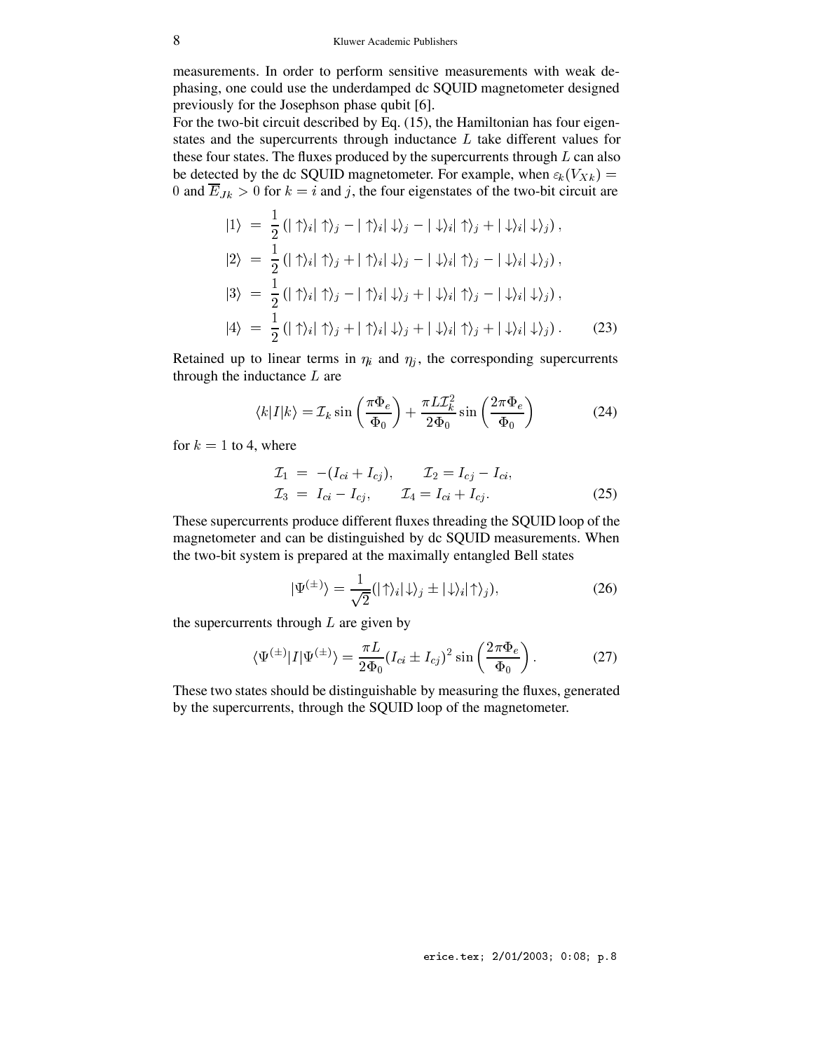measurements. In order to perform sensitive measurements with weak dephasing, one could use the underdamped dc SQUID magnetometer designed previously for the Josephson phase qubit [6].

For the two-bit circuit described by Eq. (15), the Hamiltonian has four eigenstates and the supercurrents through inductance $L$ take different values for these four states. The fluxes produced by the supercurrents through $L$ can also be detected by the dc SQUID magnetometer. For example, when $\varepsilon_k(V_{Xk}) = 0$ and $\overline{E}_{Jk} > 0$ for $k = i$ and $j$, the four eigenstates of the two-bit circuit are

$$
\begin{aligned}
|1\rangle &= \frac{1}{2}\left(|\uparrow\rangle_i|\uparrow\rangle_j - |\uparrow\rangle_i|\downarrow\rangle_j - |\downarrow\rangle_i|\uparrow\rangle_j + |\downarrow\rangle_i|\downarrow\rangle_j\right), \\
|2\rangle &= \frac{1}{2}\left(|\uparrow\rangle_i|\uparrow\rangle_j + |\uparrow\rangle_i|\downarrow\rangle_j - |\downarrow\rangle_i|\uparrow\rangle_j - |\downarrow\rangle_i|\downarrow\rangle_j\right), \\
|3\rangle &= \frac{1}{2}\left(|\uparrow\rangle_i|\uparrow\rangle_j - |\uparrow\rangle_i|\downarrow\rangle_j + |\downarrow\rangle_i|\uparrow\rangle_j - |\downarrow\rangle_i|\downarrow\rangle_j\right), \\
|4\rangle &= \frac{1}{2}\left(|\uparrow\rangle_i|\uparrow\rangle_j + |\uparrow\rangle_i|\downarrow\rangle_j + |\downarrow\rangle_i|\uparrow\rangle_j + |\downarrow\rangle_i|\downarrow\rangle_j\right). \qquad (23)
\end{aligned}
$$

Retained up to linear terms in $\eta_i$ and $\eta_j$, the corresponding supercurrents through the inductance $L$ are

$$
\langle k|I|k\rangle = \mathcal{I}_k \sin\left(\frac{\pi\Phi_e}{\Phi_0}\right) + \frac{\pi L \mathcal{I}_k^2}{2\Phi_0}\sin\left(\frac{2\pi\Phi_e}{\Phi_0}\right) \qquad (24)
$$

for $k = 1$ to 4, where

$$
\begin{aligned}
\mathcal{I}_1 &= -(I_{ci} + I_{cj}), \qquad \mathcal{I}_2 = I_{cj} - I_{ci}, \\
\mathcal{I}_3 &= I_{ci} - I_{cj}, \qquad \mathcal{I}_4 = I_{ci} + I_{cj}. \qquad (25)
\end{aligned}
$$

These supercurrents produce different fluxes threading the SQUID loop of the magnetometer and can be distinguished by dc SQUID measurements. When the two-bit system is prepared at the maximally entangled Bell states

$$
|\Psi^{(\pm)}\rangle = \frac{1}{\sqrt{2}}(|\uparrow\rangle_i|\downarrow\rangle_j \pm |\downarrow\rangle_i|\uparrow\rangle_j), \qquad (26)
$$

the supercurrents through $L$ are given by

$$
\langle\Psi^{(\pm)}|I|\Psi^{(\pm)}\rangle = \frac{\pi L}{2\Phi_0}(I_{ci} \pm I_{cj})^2 \sin\left(\frac{2\pi\Phi_e}{\Phi_0}\right). \qquad (27)
$$

These two states should be distinguishable by measuring the fluxes, generated by the supercurrents, through the SQUID loop of the magnetometer.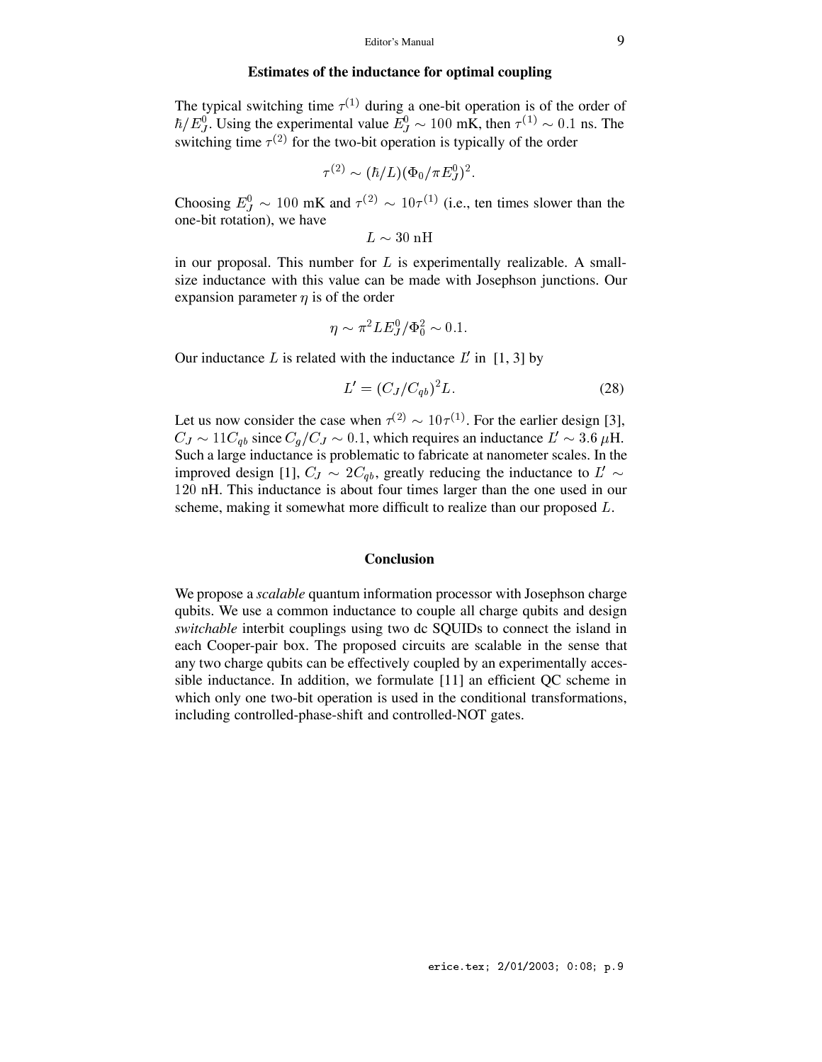### Estimates of the inductance for optimal coupling

The typical switching time $\tau^{(1)}$ during a one-bit operation is of the order of $\hbar/E_J^0$. Using the experimental value $E_J^0 \sim 100$ mK, then $\tau^{(1)} \sim 0.1$ ns. The switching time $\tau^{(2)}$ for the two-bit operation is typically of the order

$$\tau^{(2)} \sim (\hbar/L)(\Phi_0/\pi E_J^0)^2.$$

Choosing $E_J^0 \sim 100$ mK and $\tau^{(2)} \sim 10\tau^{(1)}$ (i.e., ten times slower than the one-bit rotation), we have

$$L \sim 30 \text{ nH}$$

in our proposal. This number for $L$ is experimentally realizable. A small-size inductance with this value can be made with Josephson junctions. Our expansion parameter $\eta$ is of the order

$$\eta \sim \pi^2 L E_J^0/\Phi_0^2 \sim 0.1.$$

Our inductance $L$ is related with the inductance $L'$ in [1, 3] by

$$L' = (C_J/C_{qb})^2 L. \tag{28}$$

Let us now consider the case when $\tau^{(2)} \sim 10\tau^{(1)}$. For the earlier design [3], $C_J \sim 11C_{qb}$ since $C_g/C_J \sim 0.1$, which requires an inductance $L' \sim 3.6\ \mu$H. Such a large inductance is problematic to fabricate at nanometer scales. In the improved design [1], $C_J \sim 2C_{qb}$, greatly reducing the inductance to $L' \sim 120$ nH. This inductance is about four times larger than the one used in our scheme, making it somewhat more difficult to realize than our proposed $L$.

### Conclusion

We propose a *scalable* quantum information processor with Josephson charge qubits. We use a common inductance to couple all charge qubits and design *switchable* interbit couplings using two dc SQUIDs to connect the island in each Cooper-pair box. The proposed circuits are scalable in the sense that any two charge qubits can be effectively coupled by an experimentally accessible inductance. In addition, we formulate [11] an efficient QC scheme in which only one two-bit operation is used in the conditional transformations, including controlled-phase-shift and controlled-NOT gates.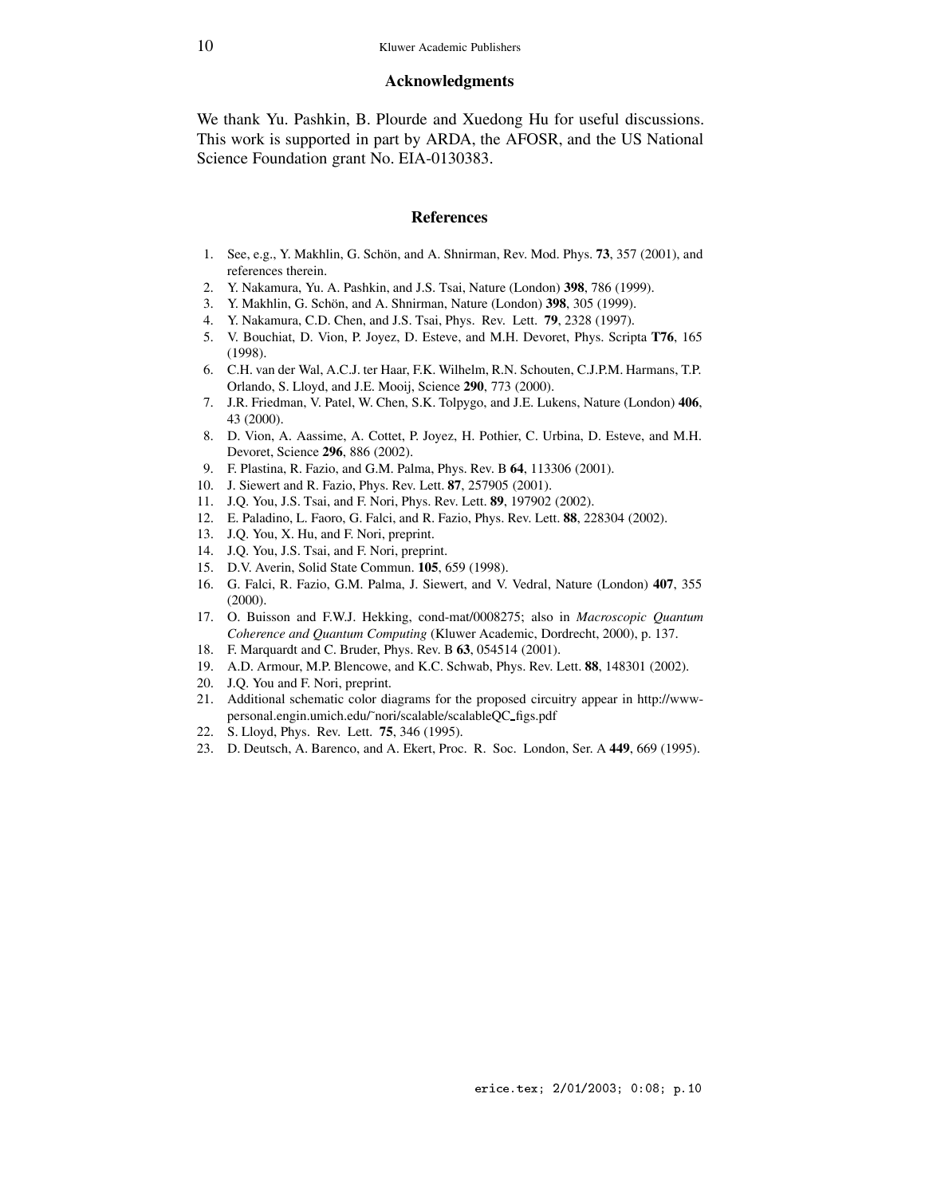## Acknowledgments

We thank Yu. Pashkin, B. Plourde and Xuedong Hu for useful discussions. This work is supported in part by ARDA, the AFOSR, and the US National Science Foundation grant No. EIA-0130383.

## References

1. See, e.g., Y. Makhlin, G. Schön, and A. Shnirman, Rev. Mod. Phys. **73**, 357 (2001), and references therein.
2. Y. Nakamura, Yu. A. Pashkin, and J.S. Tsai, Nature (London) **398**, 786 (1999).
3. Y. Makhlin, G. Schön, and A. Shnirman, Nature (London) **398**, 305 (1999).
4. Y. Nakamura, C.D. Chen, and J.S. Tsai, Phys. Rev. Lett. **79**, 2328 (1997).
5. V. Bouchiat, D. Vion, P. Joyez, D. Esteve, and M.H. Devoret, Phys. Scripta **T76**, 165 (1998).
6. C.H. van der Wal, A.C.J. ter Haar, F.K. Wilhelm, R.N. Schouten, C.J.P.M. Harmans, T.P. Orlando, S. Lloyd, and J.E. Mooij, Science **290**, 773 (2000).
7. J.R. Friedman, V. Patel, W. Chen, S.K. Tolpygo, and J.E. Lukens, Nature (London) **406**, 43 (2000).
8. D. Vion, A. Aassime, A. Cottet, P. Joyez, H. Pothier, C. Urbina, D. Esteve, and M.H. Devoret, Science **296**, 886 (2002).
9. F. Plastina, R. Fazio, and G.M. Palma, Phys. Rev. B **64**, 113306 (2001).
10. J. Siewert and R. Fazio, Phys. Rev. Lett. **87**, 257905 (2001).
11. J.Q. You, J.S. Tsai, and F. Nori, Phys. Rev. Lett. **89**, 197902 (2002).
12. E. Paladino, L. Faoro, G. Falci, and R. Fazio, Phys. Rev. Lett. **88**, 228304 (2002).
13. J.Q. You, X. Hu, and F. Nori, preprint.
14. J.Q. You, J.S. Tsai, and F. Nori, preprint.
15. D.V. Averin, Solid State Commun. **105**, 659 (1998).
16. G. Falci, R. Fazio, G.M. Palma, J. Siewert, and V. Vedral, Nature (London) **407**, 355 (2000).
17. O. Buisson and F.W.J. Hekking, cond-mat/0008275; also in *Macroscopic Quantum Coherence and Quantum Computing* (Kluwer Academic, Dordrecht, 2000), p. 137.
18. F. Marquardt and C. Bruder, Phys. Rev. B **63**, 054514 (2001).
19. A.D. Armour, M.P. Blencowe, and K.C. Schwab, Phys. Rev. Lett. **88**, 148301 (2002).
20. J.Q. You and F. Nori, preprint.
21. Additional schematic color diagrams for the proposed circuitry appear in http://www-personal.engin.umich.edu/~nori/scalable/scalableQC_figs.pdf
22. S. Lloyd, Phys. Rev. Lett. **75**, 346 (1995).
23. D. Deutsch, A. Barenco, and A. Ekert, Proc. R. Soc. London, Ser. A **449**, 669 (1995).